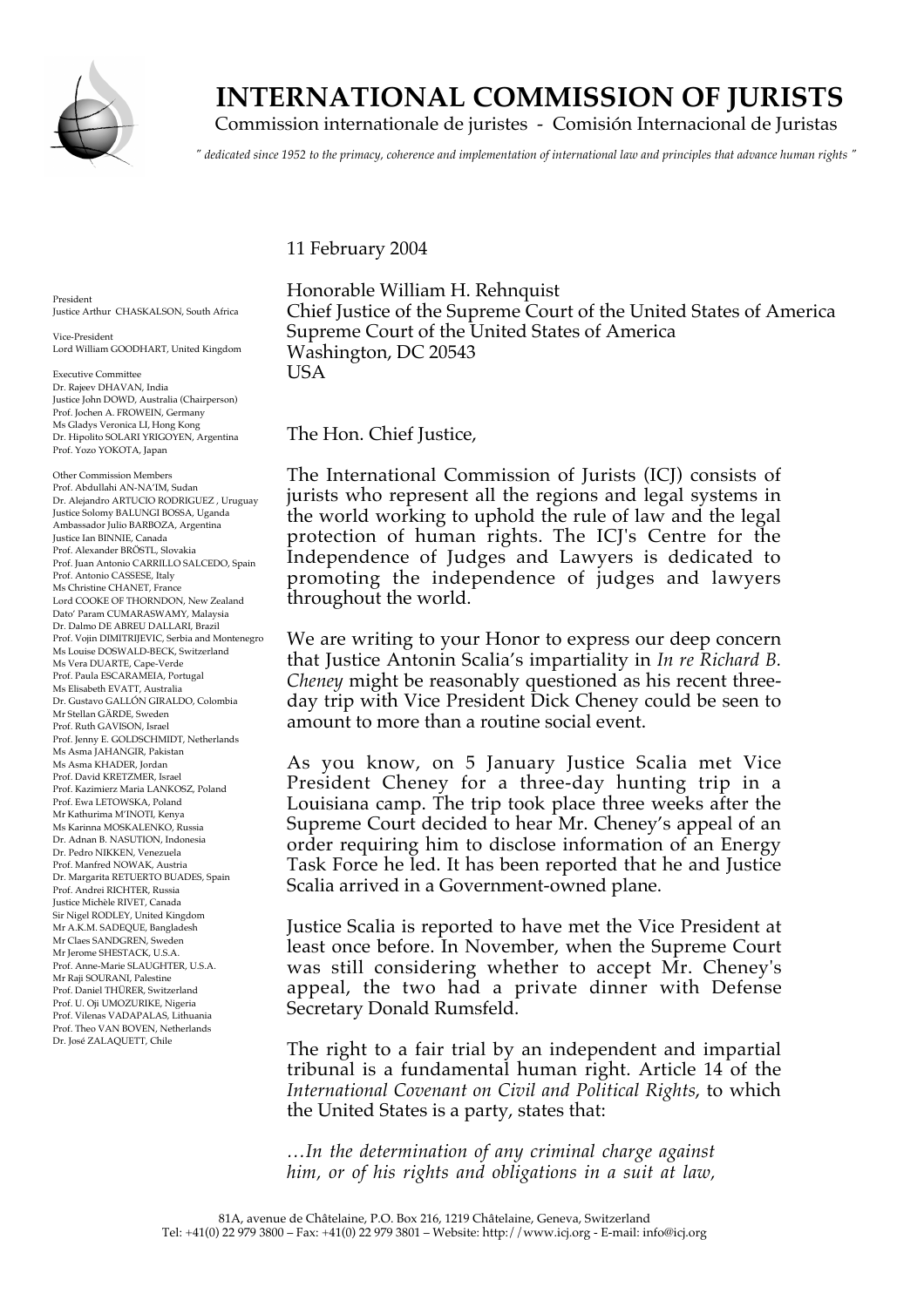# INTERNATIONAL COMMISSION OF JURISTS

Commission internationale de juristes - Comisión Internacional de Juristas

*" dedicated since 1952 to the primacy, coherence and implementation of international law and principles that advance human rights "*

President
Justice Arthur CHASKALSON, South Africa

Vice-President
Lord William GOODHART, United Kingdom

Executive Committee
Dr. Rajeev DHAVAN, India
Justice John DOWD, Australia (Chairperson)
Prof. Jochen A. FROWEIN, Germany
Ms Gladys Veronica LI, Hong Kong
Dr. Hipolito SOLARI YRIGOYEN, Argentina
Prof. Yozo YOKOTA, Japan

Other Commission Members
Prof. Abdullahi AN-NA'IM, Sudan
Dr. Alejandro ARTUCIO RODRIGUEZ , Uruguay
Justice Solomy BALUNGI BOSSA, Uganda
Ambassador Julio BARBOZA, Argentina
Justice Ian BINNIE, Canada
Prof. Alexander BRÖSTL, Slovakia
Prof. Juan Antonio CARRILLO SALCEDO, Spain
Prof. Antonio CASSESE, Italy
Ms Christine CHANET, France
Lord COOKE OF THORNDON, New Zealand
Dato' Param CUMARASWAMY, Malaysia
Dr. Dalmo DE ABREU DALLARI, Brazil
Prof. Vojin DIMITRIJEVIC, Serbia and Montenegro
Ms Louise DOSWALD-BECK, Switzerland
Ms Vera DUARTE, Cape-Verde
Prof. Paula ESCARAMEIA, Portugal
Ms Elisabeth EVATT, Australia
Dr. Gustavo GALLÓN GIRALDO, Colombia
Mr Stellan GÄRDE, Sweden
Prof. Ruth GAVISON, Israel
Prof. Jenny E. GOLDSCHMIDT, Netherlands
Ms Asma JAHANGIR, Pakistan
Ms Asma KHADER, Jordan
Prof. David KRETZMER, Israel
Prof. Kazimierz Maria LANKOSZ, Poland
Prof. Ewa LETOWSKA, Poland
Mr Kathurima M'INOTI, Kenya
Ms Karinna MOSKALENKO, Russia
Dr. Adnan B. NASUTION, Indonesia
Dr. Pedro NIKKEN, Venezuela
Prof. Manfred NOWAK, Austria
Dr. Margarita RETUERTO BUADES, Spain
Prof. Andrei RICHTER, Russia
Justice Michèle RIVET, Canada
Sir Nigel RODLEY, United Kingdom
Mr A.K.M. SADEQUE, Bangladesh
Mr Claes SANDGREN, Sweden
Mr Jerome SHESTACK, U.S.A.
Prof. Anne-Marie SLAUGHTER, U.S.A.
Mr Raji SOURANI, Palestine
Prof. Daniel THÜRER, Switzerland
Prof. U. Oji UMOZURIKE, Nigeria
Prof. Vilenas VADAPALAS, Lithuania
Prof. Theo VAN BOVEN, Netherlands
Dr. José ZALAQUETT, Chile

11 February 2004

Honorable William H. Rehnquist
Chief Justice of the Supreme Court of the United States of America
Supreme Court of the United States of America
Washington, DC 20543
USA

The Hon. Chief Justice,

The International Commission of Jurists (ICJ) consists of jurists who represent all the regions and legal systems in the world working to uphold the rule of law and the legal protection of human rights. The ICJ's Centre for the Independence of Judges and Lawyers is dedicated to promoting the independence of judges and lawyers throughout the world.

We are writing to your Honor to express our deep concern that Justice Antonin Scalia's impartiality in *In re Richard B. Cheney* might be reasonably questioned as his recent three-day trip with Vice President Dick Cheney could be seen to amount to more than a routine social event.

As you know, on 5 January Justice Scalia met Vice President Cheney for a three-day hunting trip in a Louisiana camp. The trip took place three weeks after the Supreme Court decided to hear Mr. Cheney's appeal of an order requiring him to disclose information of an Energy Task Force he led. It has been reported that he and Justice Scalia arrived in a Government-owned plane.

Justice Scalia is reported to have met the Vice President at least once before. In November, when the Supreme Court was still considering whether to accept Mr. Cheney's appeal, the two had a private dinner with Defense Secretary Donald Rumsfeld.

The right to a fair trial by an independent and impartial tribunal is a fundamental human right. Article 14 of the *International Covenant on Civil and Political Rights*, to which the United States is a party, states that:

*…In the determination of any criminal charge against him, or of his rights and obligations in a suit at law,*

81A, avenue de Châtelaine, P.O. Box 216, 1219 Châtelaine, Geneva, Switzerland
Tel: +41(0) 22 979 3800 – Fax: +41(0) 22 979 3801 – Website: http://www.icj.org - E-mail: info@icj.org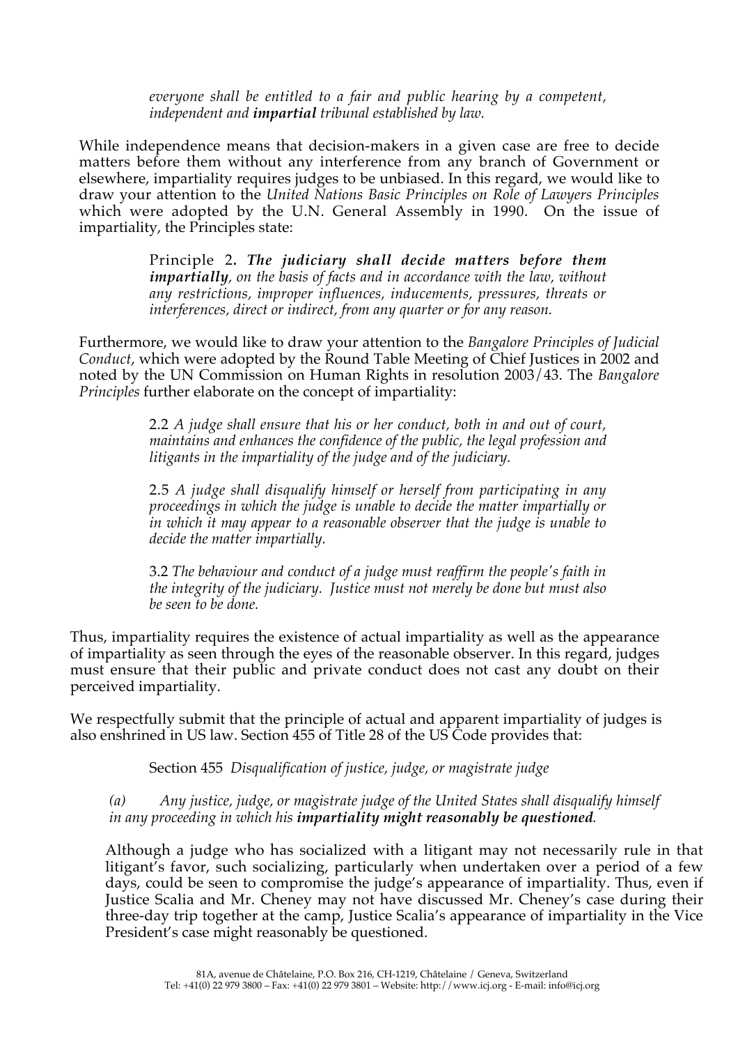> *everyone shall be entitled to a fair and public hearing by a competent, independent and **impartial** tribunal established by law.*

While independence means that decision-makers in a given case are free to decide matters before them without any interference from any branch of Government or elsewhere, impartiality requires judges to be unbiased. In this regard, we would like to draw your attention to the *United Nations Basic Principles on Role of Lawyers Principles* which were adopted by the U.N. General Assembly in 1990. On the issue of impartiality, the Principles state:

> Principle 2. ***The judiciary shall decide matters before them impartially****, on the basis of facts and in accordance with the law, without any restrictions, improper influences, inducements, pressures, threats or interferences, direct or indirect, from any quarter or for any reason.*

Furthermore, we would like to draw your attention to the *Bangalore Principles of Judicial Conduct*, which were adopted by the Round Table Meeting of Chief Justices in 2002 and noted by the UN Commission on Human Rights in resolution 2003/43. The *Bangalore Principles* further elaborate on the concept of impartiality:

> 2.2 *A judge shall ensure that his or her conduct, both in and out of court, maintains and enhances the confidence of the public, the legal profession and litigants in the impartiality of the judge and of the judiciary.*
>
> 2.5 *A judge shall disqualify himself or herself from participating in any proceedings in which the judge is unable to decide the matter impartially or in which it may appear to a reasonable observer that the judge is unable to decide the matter impartially.*
>
> 3.2 *The behaviour and conduct of a judge must reaffirm the people's faith in the integrity of the judiciary. Justice must not merely be done but must also be seen to be done.*

Thus, impartiality requires the existence of actual impartiality as well as the appearance of impartiality as seen through the eyes of the reasonable observer. In this regard, judges must ensure that their public and private conduct does not cast any doubt on their perceived impartiality.

We respectfully submit that the principle of actual and apparent impartiality of judges is also enshrined in US law. Section 455 of Title 28 of the US Code provides that:

> Section 455 *Disqualification of justice, judge, or magistrate judge*
>
> *(a) Any justice, judge, or magistrate judge of the United States shall disqualify himself in any proceeding in which his **impartiality might reasonably be questioned**.*

Although a judge who has socialized with a litigant may not necessarily rule in that litigant's favor, such socializing, particularly when undertaken over a period of a few days, could be seen to compromise the judge's appearance of impartiality. Thus, even if Justice Scalia and Mr. Cheney may not have discussed Mr. Cheney's case during their three-day trip together at the camp, Justice Scalia's appearance of impartiality in the Vice President's case might reasonably be questioned.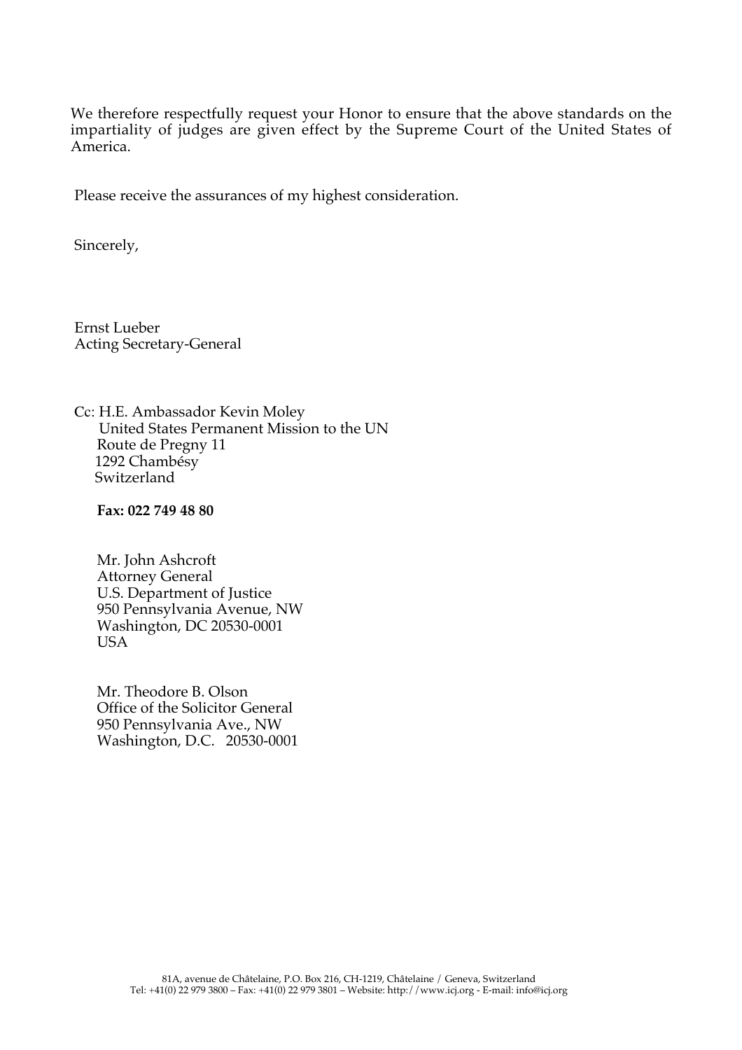We therefore respectfully request your Honor to ensure that the above standards on the impartiality of judges are given effect by the Supreme Court of the United States of America.

Please receive the assurances of my highest consideration.

Sincerely,

Ernst Lueber
Acting Secretary-General

Cc: H.E. Ambassador Kevin Moley
United States Permanent Mission to the UN
Route de Pregny 11
1292 Chambésy
Switzerland

**Fax: 022 749 48 80**

Mr. John Ashcroft
Attorney General
U.S. Department of Justice
950 Pennsylvania Avenue, NW
Washington, DC 20530-0001
USA

Mr. Theodore B. Olson
Office of the Solicitor General
950 Pennsylvania Ave., NW
Washington, D.C. 20530-0001